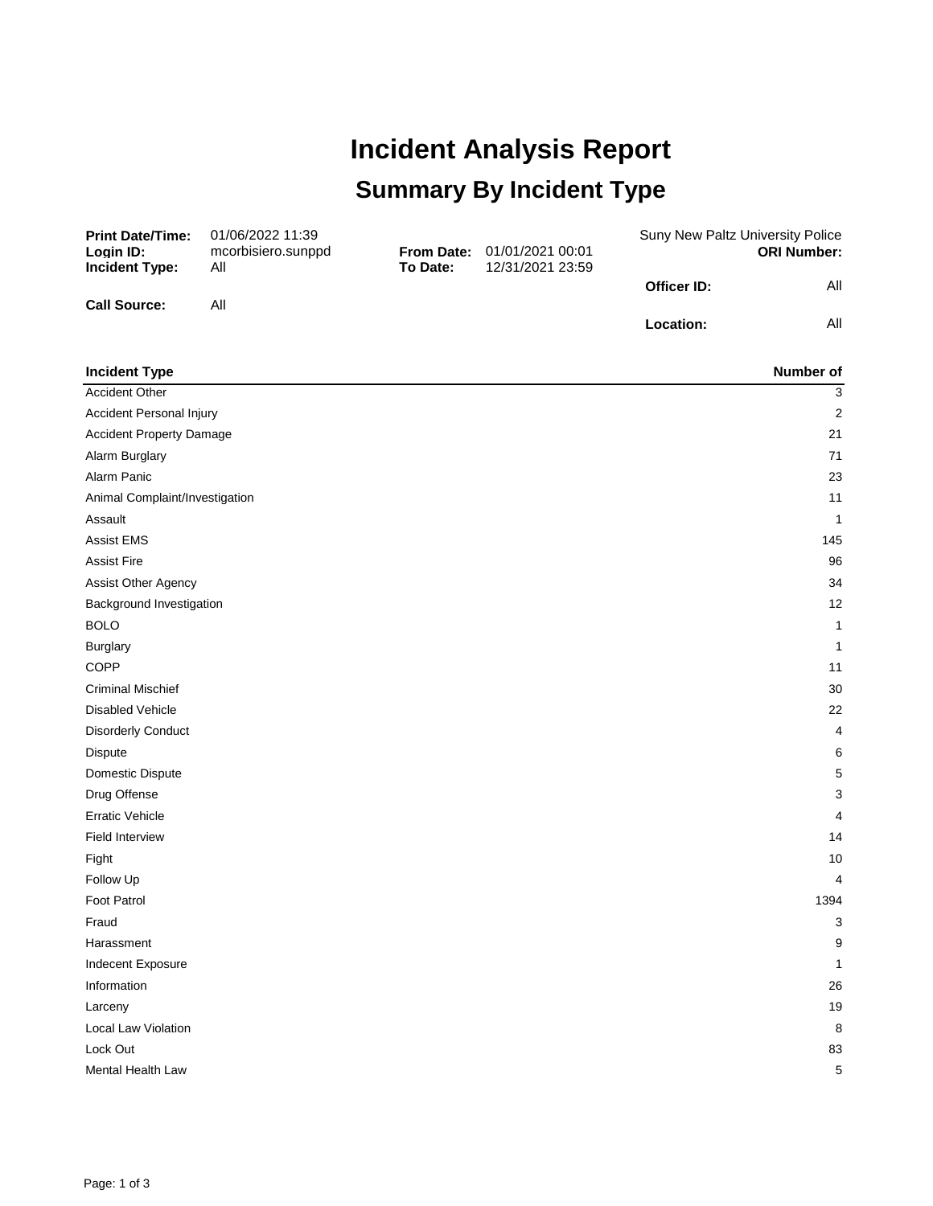# Incident Analysis Report

## Summary By Incident Type

**Print Date/Time:** 01/06/2022 11:39
**Login ID:** mcorbisiero.sunppd
**Incident Type:** All
**Call Source:** All

**From Date:** 01/01/2021 00:01
**To Date:** 12/31/2021 23:59

Suny New Paltz University Police
**ORI Number:**
**Officer ID:** All
**Location:** All

| Incident Type | Number of |
|---|---|
| Accident Other | 3 |
| Accident Personal Injury | 2 |
| Accident Property Damage | 21 |
| Alarm Burglary | 71 |
| Alarm Panic | 23 |
| Animal Complaint/Investigation | 11 |
| Assault | 1 |
| Assist EMS | 145 |
| Assist Fire | 96 |
| Assist Other Agency | 34 |
| Background Investigation | 12 |
| BOLO | 1 |
| Burglary | 1 |
| COPP | 11 |
| Criminal Mischief | 30 |
| Disabled Vehicle | 22 |
| Disorderly Conduct | 4 |
| Dispute | 6 |
| Domestic Dispute | 5 |
| Drug Offense | 3 |
| Erratic Vehicle | 4 |
| Field Interview | 14 |
| Fight | 10 |
| Follow Up | 4 |
| Foot Patrol | 1394 |
| Fraud | 3 |
| Harassment | 9 |
| Indecent Exposure | 1 |
| Information | 26 |
| Larceny | 19 |
| Local Law Violation | 8 |
| Lock Out | 83 |
| Mental Health Law | 5 |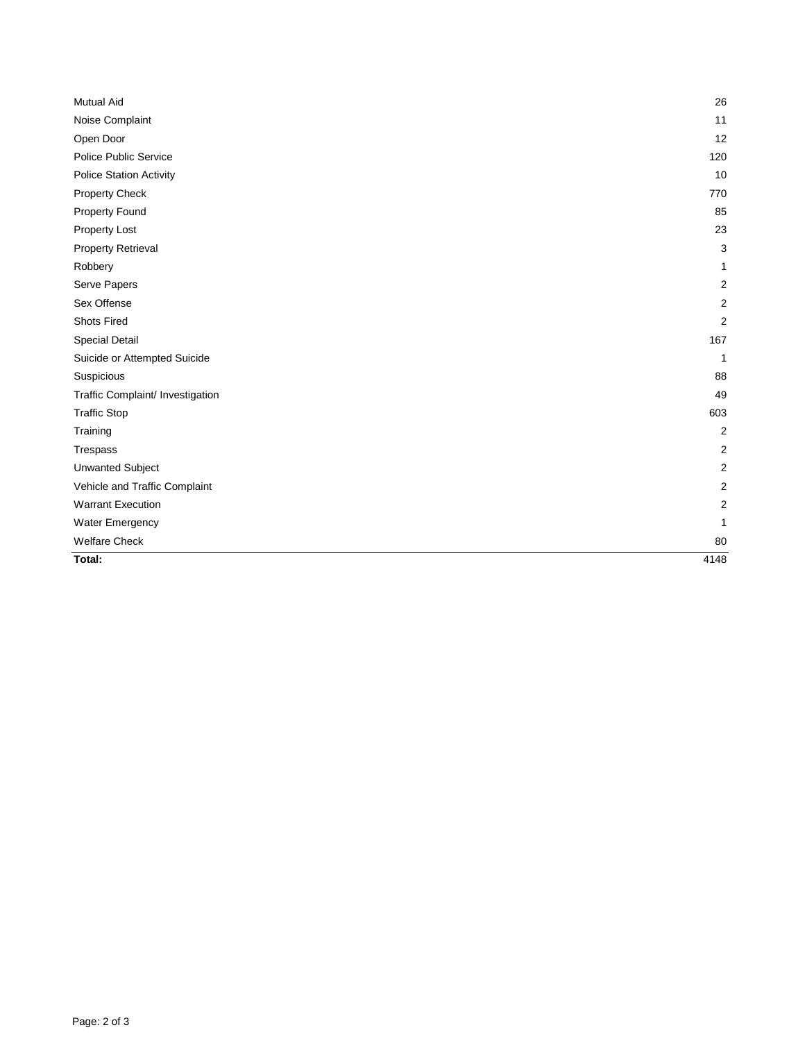| | |
|---|---|
| Mutual Aid | 26 |
| Noise Complaint | 11 |
| Open Door | 12 |
| Police Public Service | 120 |
| Police Station Activity | 10 |
| Property Check | 770 |
| Property Found | 85 |
| Property Lost | 23 |
| Property Retrieval | 3 |
| Robbery | 1 |
| Serve Papers | 2 |
| Sex Offense | 2 |
| Shots Fired | 2 |
| Special Detail | 167 |
| Suicide or Attempted Suicide | 1 |
| Suspicious | 88 |
| Traffic Complaint/ Investigation | 49 |
| Traffic Stop | 603 |
| Training | 2 |
| Trespass | 2 |
| Unwanted Subject | 2 |
| Vehicle and Traffic Complaint | 2 |
| Warrant Execution | 2 |
| Water Emergency | 1 |
| Welfare Check | 80 |
| **Total:** | 4148 |